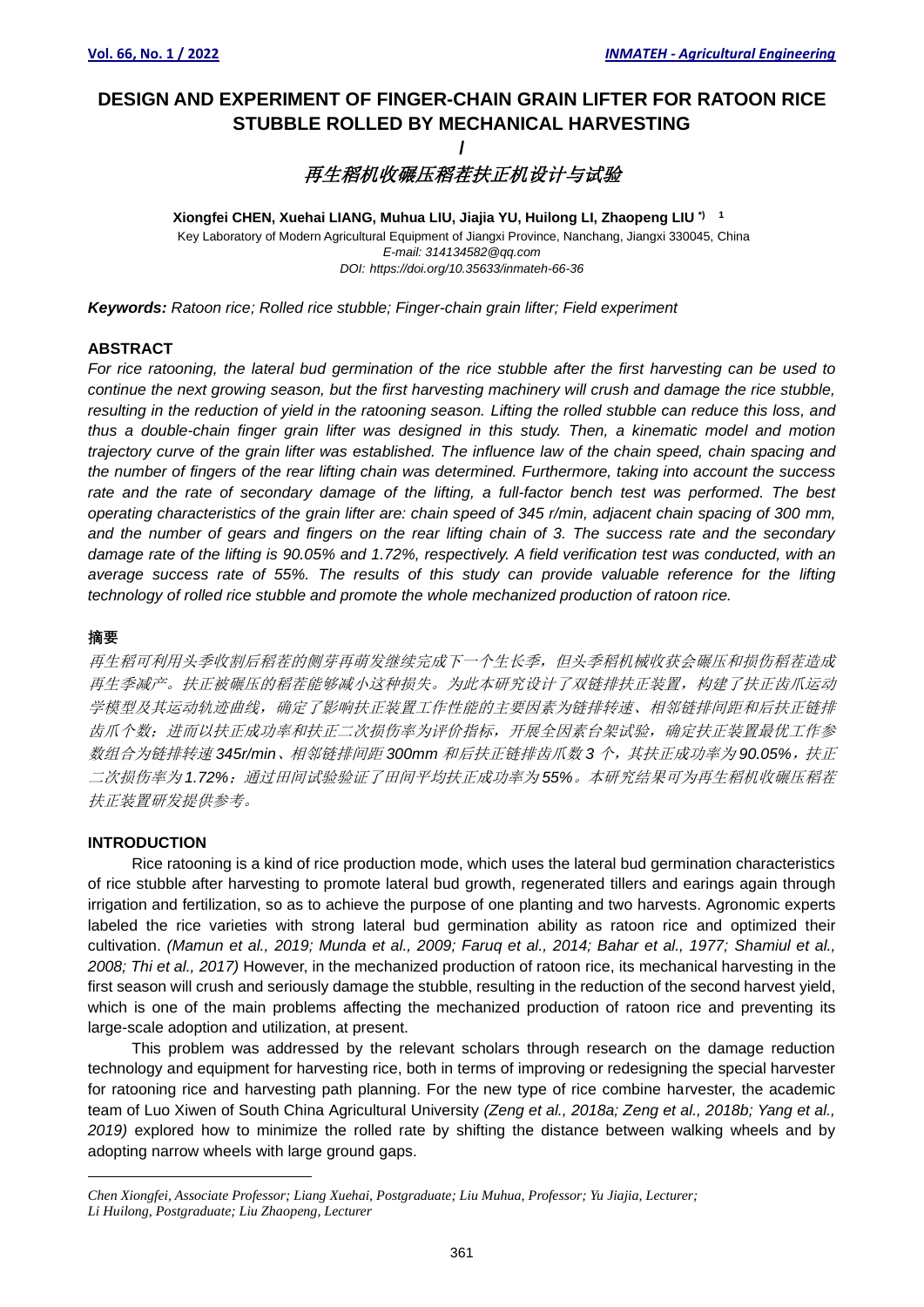# DESIGN AND EXPERIMENT OF FINGER-CHAIN GRAIN LIFTER FOR RATOON RICE STUBBLE ROLLED BY MECHANICAL HARVESTING

/

## *再生稻机收碾压稻茬扶正机设计与试验*

**Xiongfei CHEN, Xuehai LIANG, Muhua LIU, Jiajia YU, Huilong LI, Zhaopeng LIU** [*)] [1]

Key Laboratory of Modern Agricultural Equipment of Jiangxi Province, Nanchang, Jiangxi 330045, China

*E-mail: 314134582@qq.com*

*DOI: https://doi.org/10.35633/inmateh-66-36*

***Keywords:*** *Ratoon rice; Rolled rice stubble; Finger-chain grain lifter; Field experiment*

## ABSTRACT

*For rice ratooning, the lateral bud germination of the rice stubble after the first harvesting can be used to continue the next growing season, but the first harvesting machinery will crush and damage the rice stubble, resulting in the reduction of yield in the ratooning season. Lifting the rolled stubble can reduce this loss, and thus a double-chain finger grain lifter was designed in this study. Then, a kinematic model and motion trajectory curve of the grain lifter was established. The influence law of the chain speed, chain spacing and the number of fingers of the rear lifting chain was determined. Furthermore, taking into account the success rate and the rate of secondary damage of the lifting, a full-factor bench test was performed. The best operating characteristics of the grain lifter are: chain speed of 345 r/min, adjacent chain spacing of 300 mm, and the number of gears and fingers on the rear lifting chain of 3. The success rate and the secondary damage rate of the lifting is 90.05% and 1.72%, respectively. A field verification test was conducted, with an average success rate of 55%. The results of this study can provide valuable reference for the lifting technology of rolled rice stubble and promote the whole mechanized production of ratoon rice.*

## 摘要

*再生稻可利用头季收割后稻茬的侧芽再萌发继续完成下一个生长季，但头季稻机械收获会碾压和损伤稻茬造成再生季减产。扶正被碾压的稻茬能够减小这种损失。为此本研究设计了双链排扶正装置，构建了扶正齿爪运动学模型及其运动轨迹曲线，确定了影响扶正装置工作性能的主要因素为链排转速、相邻链排间距和后扶正链排齿爪个数；进而以扶正成功率和扶正二次损伤率为评价指标，开展全因素台架试验，确定扶正装置最优工作参数组合为链排转速 345r/min、相邻链排间距 300mm 和后扶正链排齿爪数 3 个，其扶正成功率为 90.05%，扶正二次损伤率为 1.72%；通过田间试验验证了田间平均扶正成功率为 55%。本研究结果可为再生稻机收碾压稻茬扶正装置研发提供参考。*

## INTRODUCTION

Rice ratooning is a kind of rice production mode, which uses the lateral bud germination characteristics of rice stubble after harvesting to promote lateral bud growth, regenerated tillers and earings again through irrigation and fertilization, so as to achieve the purpose of one planting and two harvests. Agronomic experts labeled the rice varieties with strong lateral bud germination ability as ratoon rice and optimized their cultivation. *(Mamun et al., 2019; Munda et al., 2009; Faruq et al., 2014; Bahar et al., 1977; Shamiul et al., 2008; Thi et al., 2017)* However, in the mechanized production of ratoon rice, its mechanical harvesting in the first season will crush and seriously damage the stubble, resulting in the reduction of the second harvest yield, which is one of the main problems affecting the mechanized production of ratoon rice and preventing its large-scale adoption and utilization, at present.

This problem was addressed by the relevant scholars through research on the damage reduction technology and equipment for harvesting rice, both in terms of improving or redesigning the special harvester for ratooning rice and harvesting path planning. For the new type of rice combine harvester, the academic team of Luo Xiwen of South China Agricultural University *(Zeng et al., 2018a; Zeng et al., 2018b; Yang et al., 2019)* explored how to minimize the rolled rate by shifting the distance between walking wheels and by adopting narrow wheels with large ground gaps.

---

*Chen Xiongfei, Associate Professor; Liang Xuehai, Postgraduate; Liu Muhua, Professor; Yu Jiajia, Lecturer; Li Huilong, Postgraduate; Liu Zhaopeng, Lecturer*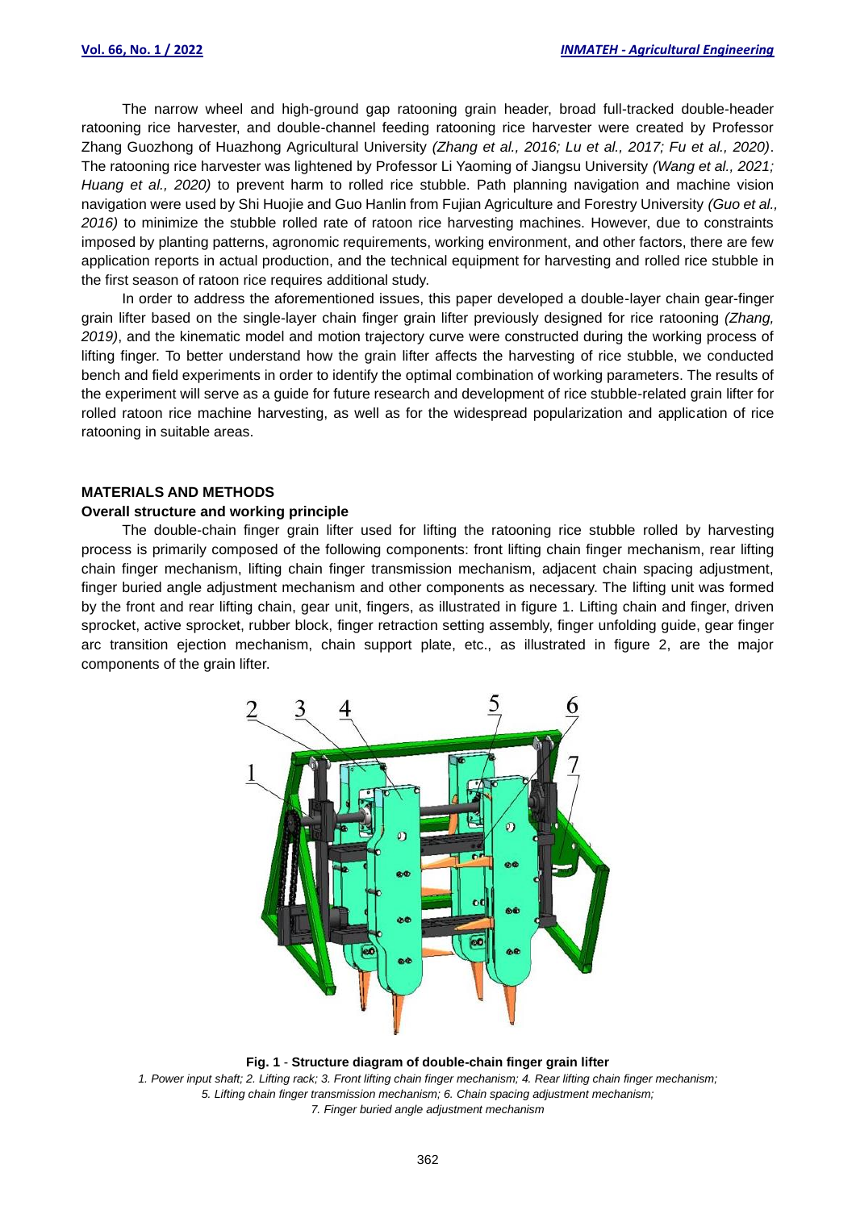The narrow wheel and high-ground gap ratooning grain header, broad full-tracked double-header ratooning rice harvester, and double-channel feeding ratooning rice harvester were created by Professor Zhang Guozhong of Huazhong Agricultural University *(Zhang et al., 2016; Lu et al., 2017; Fu et al., 2020)*. The ratooning rice harvester was lightened by Professor Li Yaoming of Jiangsu University *(Wang et al., 2021; Huang et al., 2020)* to prevent harm to rolled rice stubble. Path planning navigation and machine vision navigation were used by Shi Huojie and Guo Hanlin from Fujian Agriculture and Forestry University *(Guo et al., 2016)* to minimize the stubble rolled rate of ratoon rice harvesting machines. However, due to constraints imposed by planting patterns, agronomic requirements, working environment, and other factors, there are few application reports in actual production, and the technical equipment for harvesting and rolled rice stubble in the first season of ratoon rice requires additional study.

In order to address the aforementioned issues, this paper developed a double-layer chain gear-finger grain lifter based on the single-layer chain finger grain lifter previously designed for rice ratooning *(Zhang, 2019)*, and the kinematic model and motion trajectory curve were constructed during the working process of lifting finger. To better understand how the grain lifter affects the harvesting of rice stubble, we conducted bench and field experiments in order to identify the optimal combination of working parameters. The results of the experiment will serve as a guide for future research and development of rice stubble-related grain lifter for rolled ratoon rice machine harvesting, as well as for the widespread popularization and application of rice ratooning in suitable areas.

## MATERIALS AND METHODS

### Overall structure and working principle

The double-chain finger grain lifter used for lifting the ratooning rice stubble rolled by harvesting process is primarily composed of the following components: front lifting chain finger mechanism, rear lifting chain finger mechanism, lifting chain finger transmission mechanism, adjacent chain spacing adjustment, finger buried angle adjustment mechanism and other components as necessary. The lifting unit was formed by the front and rear lifting chain, gear unit, fingers, as illustrated in figure 1. Lifting chain and finger, driven sprocket, active sprocket, rubber block, finger retraction setting assembly, finger unfolding guide, gear finger arc transition ejection mechanism, chain support plate, etc., as illustrated in figure 2, are the major components of the grain lifter.

**Fig. 1 - Structure diagram of double-chain finger grain lifter**

*1. Power input shaft; 2. Lifting rack; 3. Front lifting chain finger mechanism; 4. Rear lifting chain finger mechanism; 5. Lifting chain finger transmission mechanism; 6. Chain spacing adjustment mechanism; 7. Finger buried angle adjustment mechanism*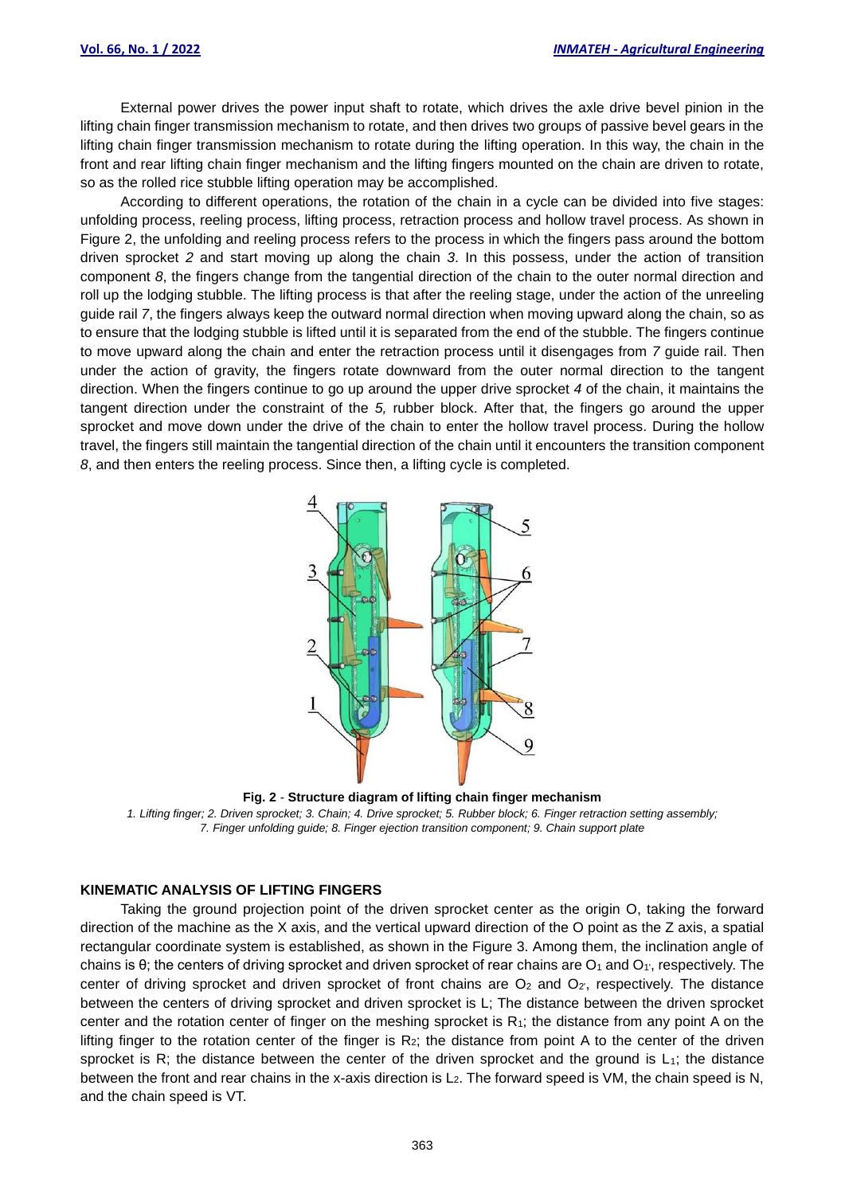External power drives the power input shaft to rotate, which drives the axle drive bevel pinion in the lifting chain finger transmission mechanism to rotate, and then drives two groups of passive bevel gears in the lifting chain finger transmission mechanism to rotate during the lifting operation. In this way, the chain in the front and rear lifting chain finger mechanism and the lifting fingers mounted on the chain are driven to rotate, so as the rolled rice stubble lifting operation may be accomplished.

According to different operations, the rotation of the chain in a cycle can be divided into five stages: unfolding process, reeling process, lifting process, retraction process and hollow travel process. As shown in Figure 2, the unfolding and reeling process refers to the process in which the fingers pass around the bottom driven sprocket *2* and start moving up along the chain *3*. In this possess, under the action of transition component *8*, the fingers change from the tangential direction of the chain to the outer normal direction and roll up the lodging stubble. The lifting process is that after the reeling stage, under the action of the unreeling guide rail *7*, the fingers always keep the outward normal direction when moving upward along the chain, so as to ensure that the lodging stubble is lifted until it is separated from the end of the stubble. The fingers continue to move upward along the chain and enter the retraction process until it disengages from *7* guide rail. Then under the action of gravity, the fingers rotate downward from the outer normal direction to the tangent direction. When the fingers continue to go up around the upper drive sprocket *4* of the chain, it maintains the tangent direction under the constraint of the *5,* rubber block. After that, the fingers go around the upper sprocket and move down under the drive of the chain to enter the hollow travel process. During the hollow travel, the fingers still maintain the tangential direction of the chain until it encounters the transition component *8*, and then enters the reeling process. Since then, a lifting cycle is completed.

**Fig. 2** - **Structure diagram of lifting chain finger mechanism**

*1. Lifting finger; 2. Driven sprocket; 3. Chain; 4. Drive sprocket; 5. Rubber block; 6. Finger retraction setting assembly; 7. Finger unfolding guide; 8. Finger ejection transition component; 9. Chain support plate*

## KINEMATIC ANALYSIS OF LIFTING FINGERS

Taking the ground projection point of the driven sprocket center as the origin O, taking the forward direction of the machine as the X axis, and the vertical upward direction of the O point as the Z axis, a spatial rectangular coordinate system is established, as shown in the Figure 3. Among them, the inclination angle of chains is θ; the centers of driving sprocket and driven sprocket of rear chains are $O_1$ and $O_{1'}$, respectively. The center of driving sprocket and driven sprocket of front chains are $O_2$ and $O_{2'}$, respectively. The distance between the centers of driving sprocket and driven sprocket is L; The distance between the driven sprocket center and the rotation center of finger on the meshing sprocket is $R_1$; the distance from any point A on the lifting finger to the rotation center of the finger is $R_2$; the distance from point A to the center of the driven sprocket is R; the distance between the center of the driven sprocket and the ground is $L_1$; the distance between the front and rear chains in the x-axis direction is $L_2$. The forward speed is VM, the chain speed is N, and the chain speed is VT.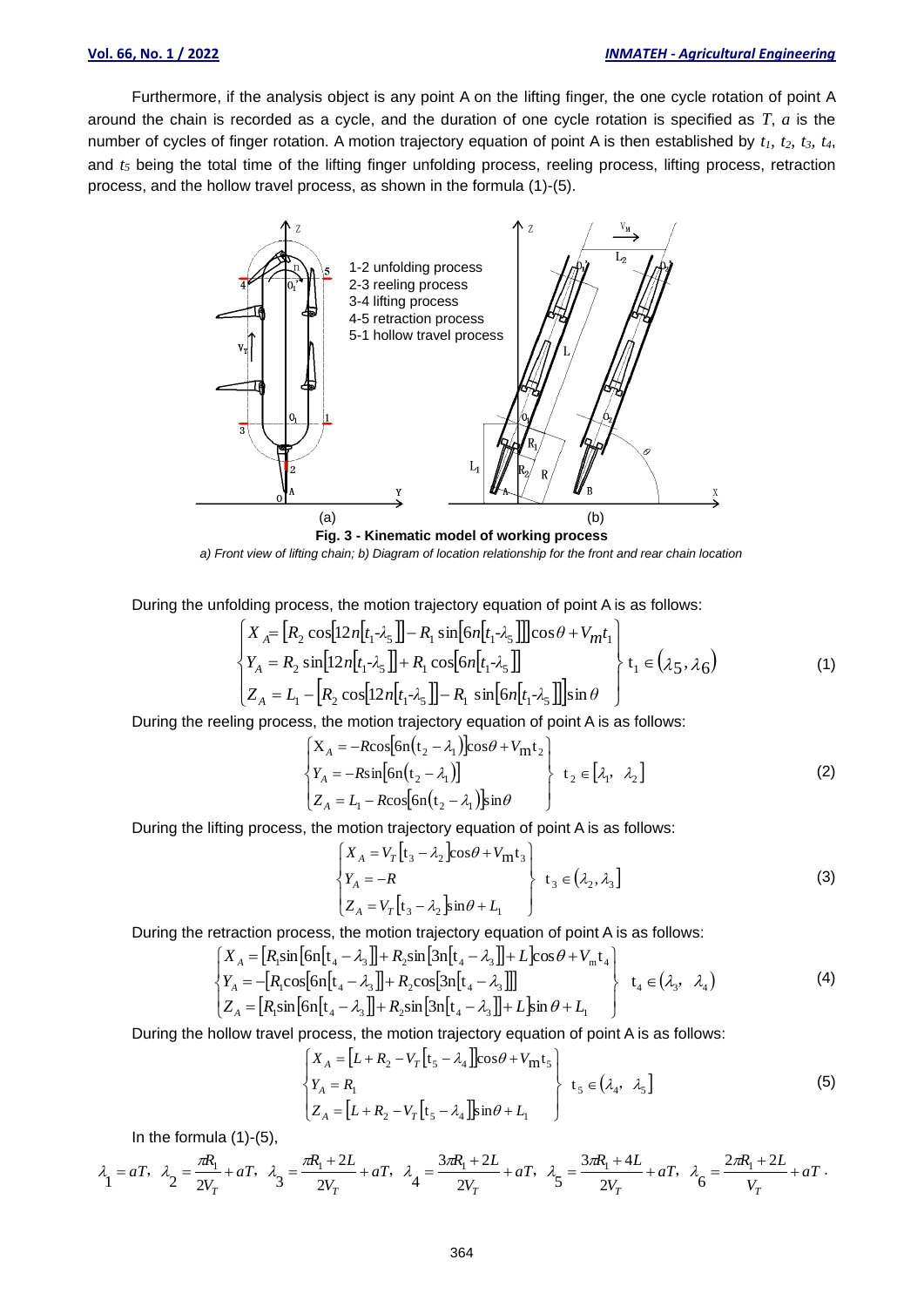Furthermore, if the analysis object is any point A on the lifting finger, the one cycle rotation of point A around the chain is recorded as a cycle, and the duration of one cycle rotation is specified as $T$, $a$ is the number of cycles of finger rotation. A motion trajectory equation of point A is then established by $t_1$, $t_2$, $t_3$, $t_4$, and $t_5$ being the total time of the lifting finger unfolding process, reeling process, lifting process, retraction process, and the hollow travel process, as shown in the formula (1)-(5).

**Fig. 3 - Kinematic model of working process**

*a) Front view of lifting chain; b) Diagram of location relationship for the front and rear chain location*

During the unfolding process, the motion trajectory equation of point A is as follows:

$$\left.\begin{cases} X_A = \left[R_2 \cos\left[12n\left[t_1 - \lambda_5\right]\right] - R_1 \sin\left[6n\left[t_1 - \lambda_5\right]\right]\right]\cos\theta + V_m t_1 \\ Y_A = R_2 \sin\left[12n\left[t_1 - \lambda_5\right]\right] + R_1 \cos\left[6n\left[t_1 - \lambda_5\right]\right] \\ Z_A = L_1 - \left[R_2 \cos\left[12n\left[t_1 - \lambda_5\right]\right] - R_1 \sin\left[6n\left[t_1 - \lambda_5\right]\right]\right]\sin\theta \end{cases}\right\} t_1 \in \left(\lambda_5, \lambda_6\right) \tag{1}$$

During the reeling process, the motion trajectory equation of point A is as follows:

$$\left.\begin{cases} X_A = -R\cos\left[6n\left(t_2 - \lambda_1\right)\right]\cos\theta + V_m t_2 \\ Y_A = -R\sin\left[6n\left(t_2 - \lambda_1\right)\right] \\ Z_A = L_1 - R\cos\left[6n\left(t_2 - \lambda_1\right)\right]\sin\theta \end{cases}\right\} t_2 \in \left[\lambda_1, \lambda_2\right] \tag{2}$$

During the lifting process, the motion trajectory equation of point A is as follows:

$$\left.\begin{cases} X_A = V_T\left[t_3 - \lambda_2\right]\cos\theta + V_m t_3 \\ Y_A = -R \\ Z_A = V_T\left[t_3 - \lambda_2\right]\sin\theta + L_1 \end{cases}\right\} t_3 \in \left(\lambda_2, \lambda_3\right] \tag{3}$$

During the retraction process, the motion trajectory equation of point A is as follows:

$$\left.\begin{cases} X_A = \left[R_1\sin\left[6n\left[t_4 - \lambda_3\right]\right] + R_2\sin\left[3n\left[t_4 - \lambda_3\right]\right] + L\right]\cos\theta + V_m t_4 \\ Y_A = -\left[R_1\cos\left[6n\left[t_4 - \lambda_3\right]\right] + R_2\cos\left[3n\left[t_4 - \lambda_3\right]\right]\right] \\ Z_A = \left[R_1\sin\left[6n\left[t_4 - \lambda_3\right]\right] + R_2\sin\left[3n\left[t_4 - \lambda_3\right]\right] + L\right]\sin\theta + L_1 \end{cases}\right\} t_4 \in \left(\lambda_3, \lambda_4\right) \tag{4}$$

During the hollow travel process, the motion trajectory equation of point A is as follows:

$$\left.\begin{cases} X_A = \left[L + R_2 - V_T\left[t_5 - \lambda_4\right]\right]\cos\theta + V_m t_5 \\ Y_A = R_1 \\ Z_A = \left[L + R_2 - V_T\left[t_5 - \lambda_4\right]\right]\sin\theta + L_1 \end{cases}\right\} t_5 \in \left(\lambda_4, \lambda_5\right] \tag{5}$$

In the formula (1)-(5),

$$\lambda_1 = aT,\ \lambda_2 = \frac{\pi R_1}{2V_T} + aT,\ \lambda_3 = \frac{\pi R_1 + 2L}{2V_T} + aT,\ \lambda_4 = \frac{3\pi R_1 + 2L}{2V_T} + aT,\ \lambda_5 = \frac{3\pi R_1 + 4L}{2V_T} + aT,\ \lambda_6 = \frac{2\pi R_1 + 2L}{V_T} + aT.$$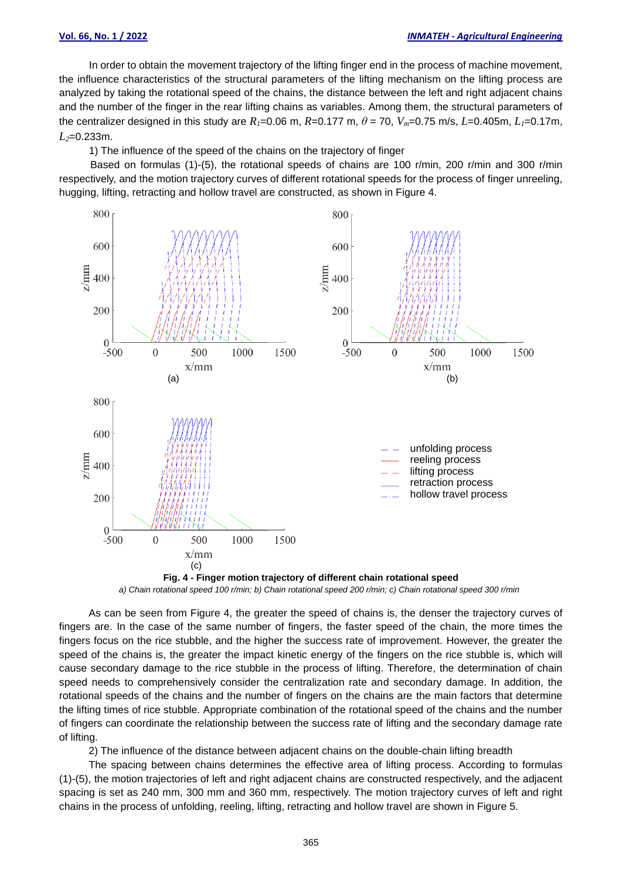In order to obtain the movement trajectory of the lifting finger end in the process of machine movement, the influence characteristics of the structural parameters of the lifting mechanism on the lifting process are analyzed by taking the rotational speed of the chains, the distance between the left and right adjacent chains and the number of the finger in the rear lifting chains as variables. Among them, the structural parameters of the centralizer designed in this study are $R_1$=0.06 m, $R$=0.177 m, $\theta$ = 70, $V_m$=0.75 m/s, $L$=0.405m, $L_1$=0.17m, $L_2$=0.233m.

1) The influence of the speed of the chains on the trajectory of finger

Based on formulas (1)-(5), the rotational speeds of chains are 100 r/min, 200 r/min and 300 r/min respectively, and the motion trajectory curves of different rotational speeds for the process of finger unreeling, hugging, lifting, retracting and hollow travel are constructed, as shown in Figure 4.

**Fig. 4 - Finger motion trajectory of different chain rotational speed**

*a) Chain rotational speed 100 r/min; b) Chain rotational speed 200 r/min; c) Chain rotational speed 300 r/min*

As can be seen from Figure 4, the greater the speed of chains is, the denser the trajectory curves of fingers are. In the case of the same number of fingers, the faster speed of the chain, the more times the fingers focus on the rice stubble, and the higher the success rate of improvement. However, the greater the speed of the chains is, the greater the impact kinetic energy of the fingers on the rice stubble is, which will cause secondary damage to the rice stubble in the process of lifting. Therefore, the determination of chain speed needs to comprehensively consider the centralization rate and secondary damage. In addition, the rotational speeds of the chains and the number of fingers on the chains are the main factors that determine the lifting times of rice stubble. Appropriate combination of the rotational speed of the chains and the number of fingers can coordinate the relationship between the success rate of lifting and the secondary damage rate of lifting.

2) The influence of the distance between adjacent chains on the double-chain lifting breadth

The spacing between chains determines the effective area of lifting process. According to formulas (1)-(5), the motion trajectories of left and right adjacent chains are constructed respectively, and the adjacent spacing is set as 240 mm, 300 mm and 360 mm, respectively. The motion trajectory curves of left and right chains in the process of unfolding, reeling, lifting, retracting and hollow travel are shown in Figure 5.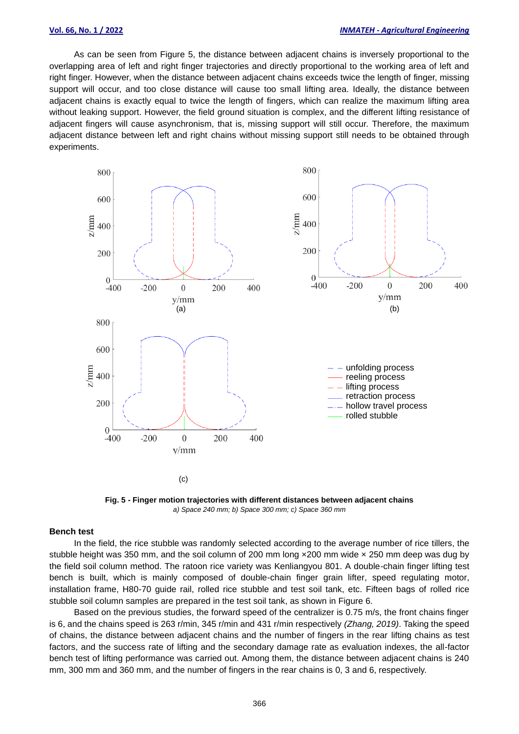As can be seen from Figure 5, the distance between adjacent chains is inversely proportional to the overlapping area of left and right finger trajectories and directly proportional to the working area of left and right finger. However, when the distance between adjacent chains exceeds twice the length of finger, missing support will occur, and too close distance will cause too small lifting area. Ideally, the distance between adjacent chains is exactly equal to twice the length of fingers, which can realize the maximum lifting area without leaking support. However, the field ground situation is complex, and the different lifting resistance of adjacent fingers will cause asynchronism, that is, missing support will still occur. Therefore, the maximum adjacent distance between left and right chains without missing support still needs to be obtained through experiments.

**Fig. 5 - Finger motion trajectories with different distances between adjacent chains**
*a) Space 240 mm; b) Space 300 mm; c) Space 360 mm*

### Bench test

In the field, the rice stubble was randomly selected according to the average number of rice tillers, the stubble height was 350 mm, and the soil column of 200 mm long ×200 mm wide × 250 mm deep was dug by the field soil column method. The ratoon rice variety was Kenliangyou 801. A double-chain finger lifting test bench is built, which is mainly composed of double-chain finger grain lifter, speed regulating motor, installation frame, H80-70 guide rail, rolled rice stubble and test soil tank, etc. Fifteen bags of rolled rice stubble soil column samples are prepared in the test soil tank, as shown in Figure 6.

Based on the previous studies, the forward speed of the centralizer is 0.75 m/s, the front chains finger is 6, and the chains speed is 263 r/min, 345 r/min and 431 r/min respectively *(Zhang, 2019)*. Taking the speed of chains, the distance between adjacent chains and the number of fingers in the rear lifting chains as test factors, and the success rate of lifting and the secondary damage rate as evaluation indexes, the all-factor bench test of lifting performance was carried out. Among them, the distance between adjacent chains is 240 mm, 300 mm and 360 mm, and the number of fingers in the rear chains is 0, 3 and 6, respectively.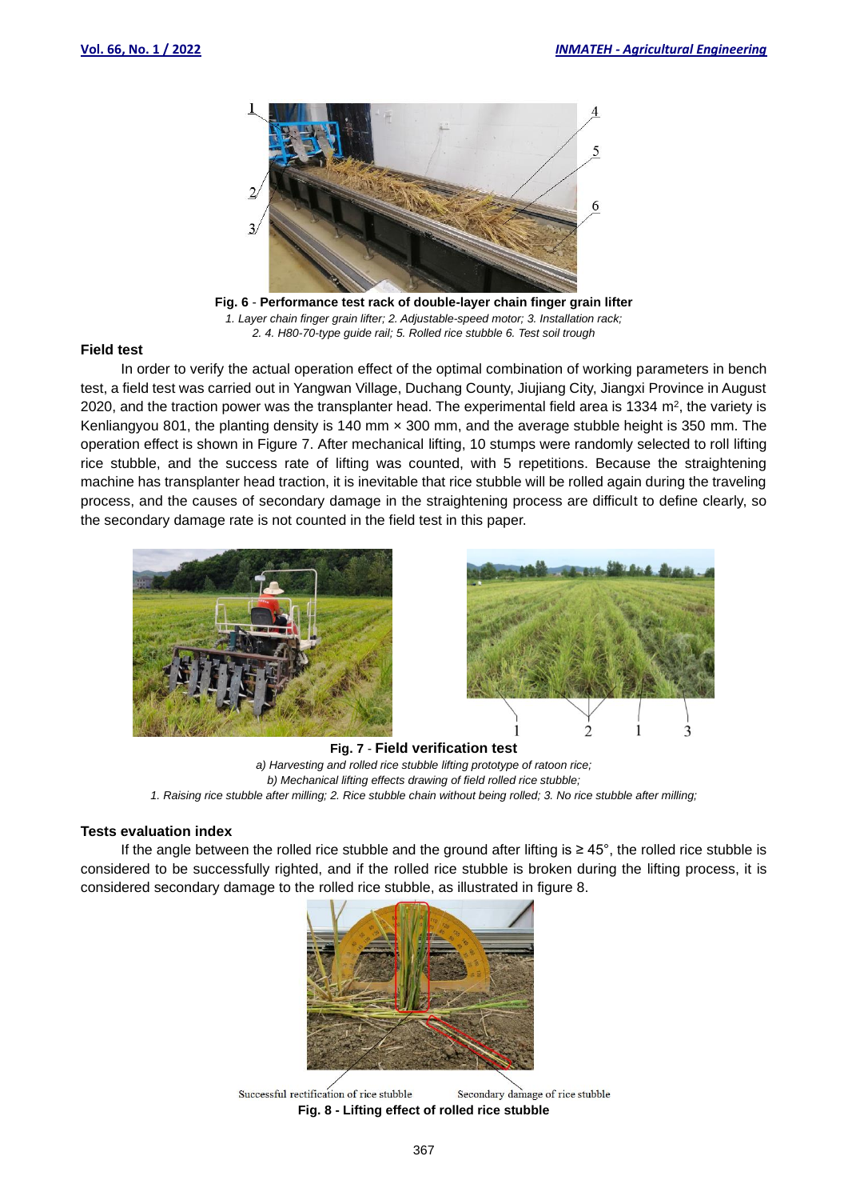**Fig. 6** - **Performance test rack of double-layer chain finger grain lifter**

*1. Layer chain finger grain lifter; 2. Adjustable-speed motor; 3. Installation rack;*
*2. 4. H80-70-type guide rail; 5. Rolled rice stubble 6. Test soil trough*

### Field test

In order to verify the actual operation effect of the optimal combination of working parameters in bench test, a field test was carried out in Yangwan Village, Duchang County, Jiujiang City, Jiangxi Province in August 2020, and the traction power was the transplanter head. The experimental field area is 1334 m$^2$, the variety is Kenliangyou 801, the planting density is 140 mm × 300 mm, and the average stubble height is 350 mm. The operation effect is shown in Figure 7. After mechanical lifting, 10 stumps were randomly selected to roll lifting rice stubble, and the success rate of lifting was counted, with 5 repetitions. Because the straightening machine has transplanter head traction, it is inevitable that rice stubble will be rolled again during the traveling process, and the causes of secondary damage in the straightening process are difficult to define clearly, so the secondary damage rate is not counted in the field test in this paper.

**Fig. 7** - **Field verification test**

*a) Harvesting and rolled rice stubble lifting prototype of ratoon rice;*
*b) Mechanical lifting effects drawing of field rolled rice stubble;*
*1. Raising rice stubble after milling; 2. Rice stubble chain without being rolled; 3. No rice stubble after milling;*

### Tests evaluation index

If the angle between the rolled rice stubble and the ground after lifting is ≥ 45°, the rolled rice stubble is considered to be successfully righted, and if the rolled rice stubble is broken during the lifting process, it is considered secondary damage to the rolled rice stubble, as illustrated in figure 8.

Successful rectification of rice stubble    Secondary damage of rice stubble

**Fig. 8 - Lifting effect of rolled rice stubble**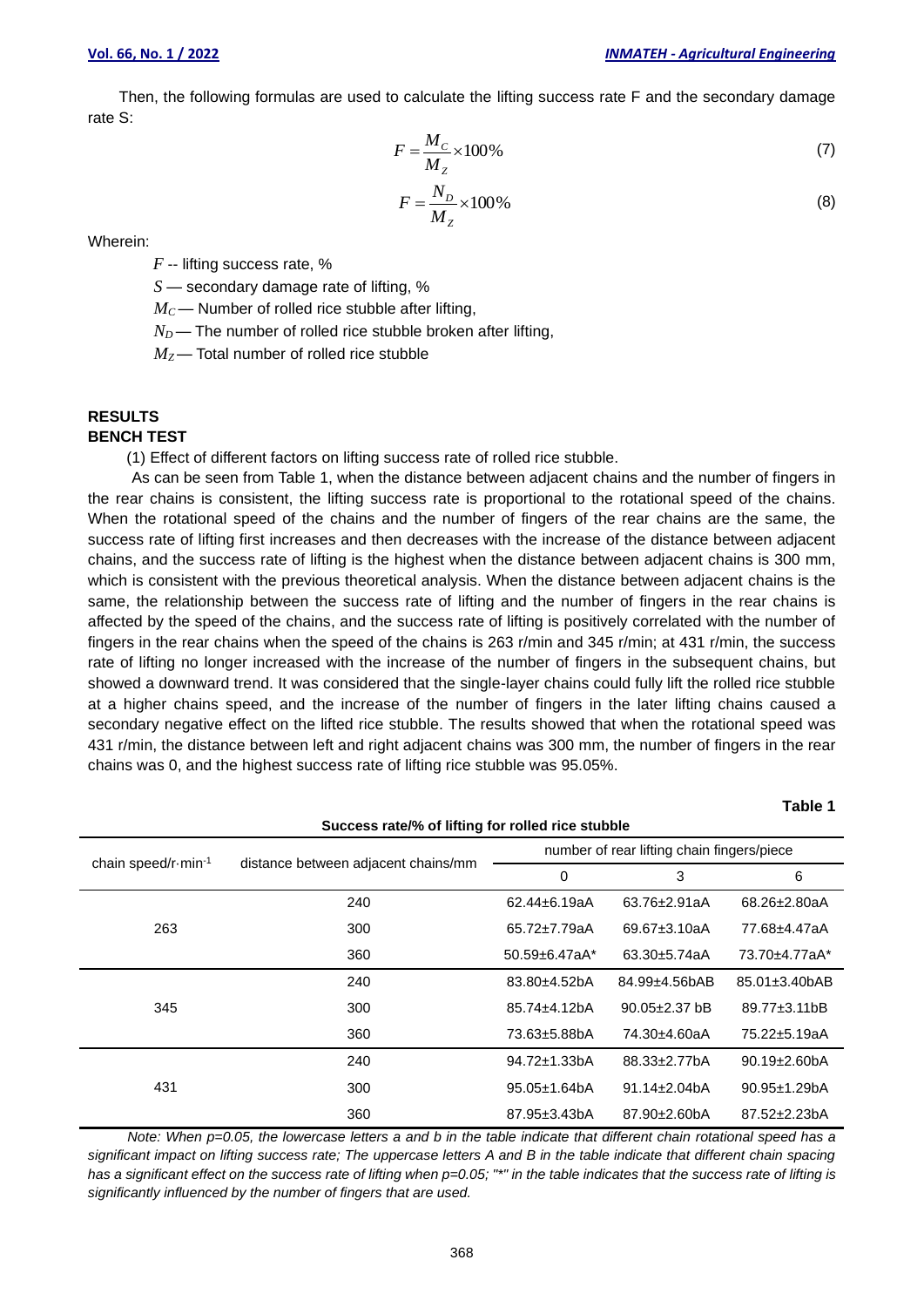Then, the following formulas are used to calculate the lifting success rate F and the secondary damage rate S:

$$F = \frac{M_C}{M_Z} \times 100\% \tag{7}$$

$$F = \frac{N_D}{M_Z} \times 100\% \tag{8}$$

Wherein:

$F$ -- lifting success rate, %

$S$ — secondary damage rate of lifting, %

$M_C$ — Number of rolled rice stubble after lifting,

$N_D$ — The number of rolled rice stubble broken after lifting,

$M_Z$ — Total number of rolled rice stubble

## RESULTS

### BENCH TEST

(1) Effect of different factors on lifting success rate of rolled rice stubble.

As can be seen from Table 1, when the distance between adjacent chains and the number of fingers in the rear chains is consistent, the lifting success rate is proportional to the rotational speed of the chains. When the rotational speed of the chains and the number of fingers of the rear chains are the same, the success rate of lifting first increases and then decreases with the increase of the distance between adjacent chains, and the success rate of lifting is the highest when the distance between adjacent chains is 300 mm, which is consistent with the previous theoretical analysis. When the distance between adjacent chains is the same, the relationship between the success rate of lifting and the number of fingers in the rear chains is affected by the speed of the chains, and the success rate of lifting is positively correlated with the number of fingers in the rear chains when the speed of the chains is 263 r/min and 345 r/min; at 431 r/min, the success rate of lifting no longer increased with the increase of the number of fingers in the subsequent chains, but showed a downward trend. It was considered that the single-layer chains could fully lift the rolled rice stubble at a higher chains speed, and the increase of the number of fingers in the later lifting chains caused a secondary negative effect on the lifted rice stubble. The results showed that when the rotational speed was 431 r/min, the distance between left and right adjacent chains was 300 mm, the number of fingers in the rear chains was 0, and the highest success rate of lifting rice stubble was 95.05%.

**Table 1**

**Success rate/% of lifting for rolled rice stubble**

| chain speed/r·min$^{-1}$ | distance between adjacent chains/mm | number of rear lifting chain fingers/piece | | |
|---|---|---|---|---|
| | | 0 | 3 | 6 |
| 263 | 240 | 62.44±6.19aA | 63.76±2.91aA | 68.26±2.80aA |
| | 300 | 65.72±7.79aA | 69.67±3.10aA | 77.68±4.47aA |
| | 360 | 50.59±6.47aA* | 63.30±5.74aA | 73.70±4.77aA* |
| 345 | 240 | 83.80±4.52bA | 84.99±4.56bAB | 85.01±3.40bAB |
| | 300 | 85.74±4.12bA | 90.05±2.37 bB | 89.77±3.11bB |
| | 360 | 73.63±5.88bA | 74.30±4.60aA | 75.22±5.19aA |
| 431 | 240 | 94.72±1.33bA | 88.33±2.77bA | 90.19±2.60bA |
| | 300 | 95.05±1.64bA | 91.14±2.04bA | 90.95±1.29bA |
| | 360 | 87.95±3.43bA | 87.90±2.60bA | 87.52±2.23bA |

*Note: When p=0.05, the lowercase letters a and b in the table indicate that different chain rotational speed has a significant impact on lifting success rate; The uppercase letters A and B in the table indicate that different chain spacing has a significant effect on the success rate of lifting when p=0.05; "*" in the table indicates that the success rate of lifting is significantly influenced by the number of fingers that are used.*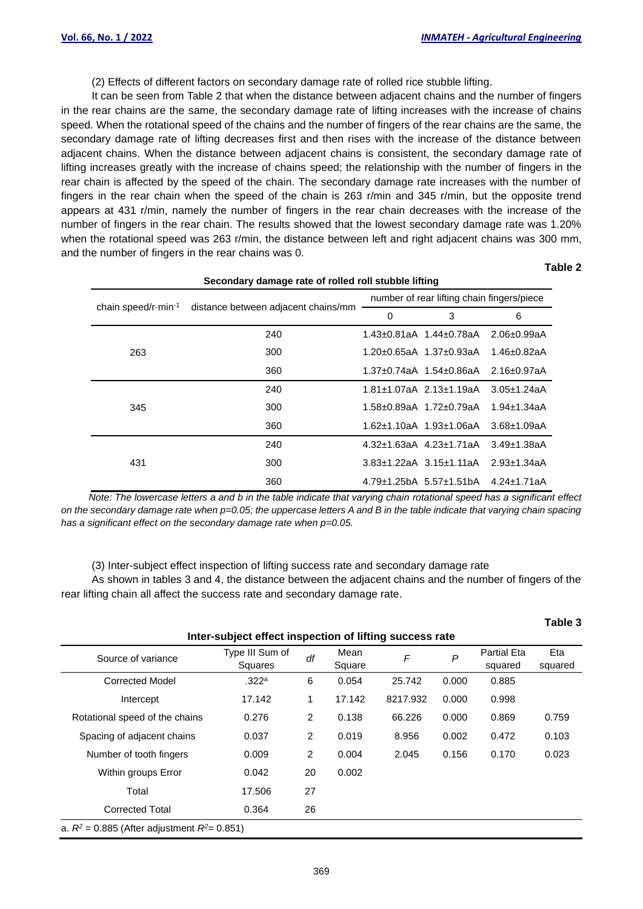(2) Effects of different factors on secondary damage rate of rolled rice stubble lifting.

It can be seen from Table 2 that when the distance between adjacent chains and the number of fingers in the rear chains are the same, the secondary damage rate of lifting increases with the increase of chains speed. When the rotational speed of the chains and the number of fingers of the rear chains are the same, the secondary damage rate of lifting decreases first and then rises with the increase of the distance between adjacent chains. When the distance between adjacent chains is consistent, the secondary damage rate of lifting increases greatly with the increase of chains speed; the relationship with the number of fingers in the rear chain is affected by the speed of the chain. The secondary damage rate increases with the number of fingers in the rear chain when the speed of the chain is 263 r/min and 345 r/min, but the opposite trend appears at 431 r/min, namely the number of fingers in the rear chain decreases with the increase of the number of fingers in the rear chain. The results showed that the lowest secondary damage rate was 1.20% when the rotational speed was 263 r/min, the distance between left and right adjacent chains was 300 mm, and the number of fingers in the rear chains was 0.

**Table 2**

**Secondary damage rate of rolled roll stubble lifting**

| chain speed/r·min$^{-1}$ | distance between adjacent chains/mm | number of rear lifting chain fingers/piece | | |
|---|---|---|---|---|
| | | 0 | 3 | 6 |
| 263 | 240 | 1.43±0.81aA | 1.44±0.78aA | 2.06±0.99aA |
| | 300 | 1.20±0.65aA | 1.37±0.93aA | 1.46±0.82aA |
| | 360 | 1.37±0.74aA | 1.54±0.86aA | 2.16±0.97aA |
| 345 | 240 | 1.81±1.07aA | 2.13±1.19aA | 3.05±1.24aA |
| | 300 | 1.58±0.89aA | 1.72±0.79aA | 1.94±1.34aA |
| | 360 | 1.62±1.10aA | 1.93±1.06aA | 3.68±1.09aA |
| 431 | 240 | 4.32±1.63aA | 4.23±1.71aA | 3.49±1.38aA |
| | 300 | 3.83±1.22aA | 3.15±1.11aA | 2.93±1.34aA |
| | 360 | 4.79±1.25bA | 5.57±1.51bA | 4.24±1.71aA |

*Note: The lowercase letters a and b in the table indicate that varying chain rotational speed has a significant effect on the secondary damage rate when p=0.05; the uppercase letters A and B in the table indicate that varying chain spacing has a significant effect on the secondary damage rate when p=0.05.*

(3) Inter-subject effect inspection of lifting success rate and secondary damage rate

As shown in tables 3 and 4, the distance between the adjacent chains and the number of fingers of the rear lifting chain all affect the success rate and secondary damage rate.

**Table 3**

**Inter-subject effect inspection of lifting success rate**

| Source of variance | Type III Sum of Squares | *df* | Mean Square | *F* | *P* | Partial Eta squared | Eta squared |
|---|---|---|---|---|---|---|---|
| Corrected Model | .322[a] | 6 | 0.054 | 25.742 | 0.000 | 0.885 | |
| Intercept | 17.142 | 1 | 17.142 | 8217.932 | 0.000 | 0.998 | |
| Rotational speed of the chains | 0.276 | 2 | 0.138 | 66.226 | 0.000 | 0.869 | 0.759 |
| Spacing of adjacent chains | 0.037 | 2 | 0.019 | 8.956 | 0.002 | 0.472 | 0.103 |
| Number of tooth fingers | 0.009 | 2 | 0.004 | 2.045 | 0.156 | 0.170 | 0.023 |
| Within groups Error | 0.042 | 20 | 0.002 | | | | |
| Total | 17.506 | 27 | | | | | |
| Corrected Total | 0.364 | 26 | | | | | |

a. $R^2$ = 0.885 (After adjustment $R^2$= 0.851)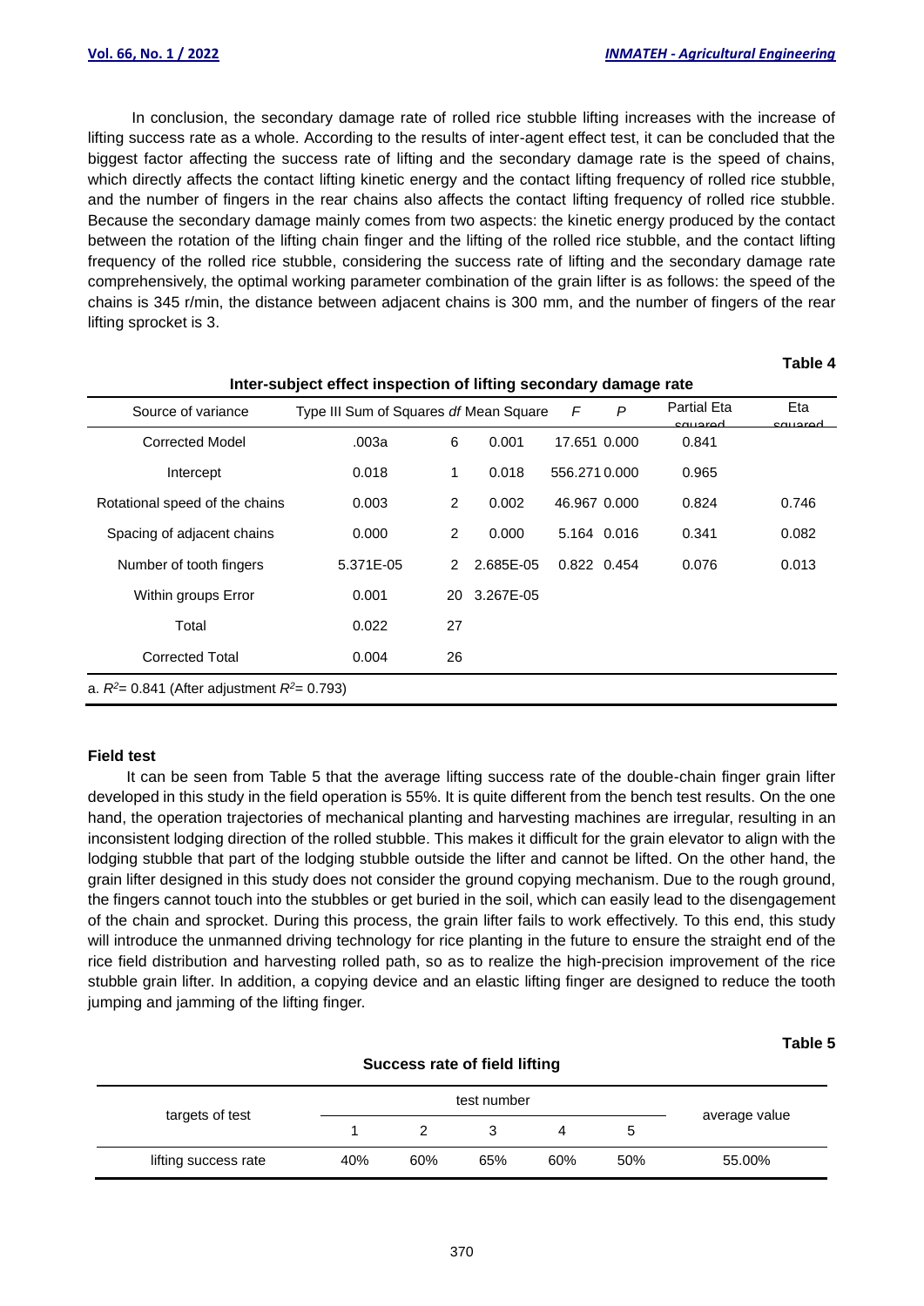In conclusion, the secondary damage rate of rolled rice stubble lifting increases with the increase of lifting success rate as a whole. According to the results of inter-agent effect test, it can be concluded that the biggest factor affecting the success rate of lifting and the secondary damage rate is the speed of chains, which directly affects the contact lifting kinetic energy and the contact lifting frequency of rolled rice stubble, and the number of fingers in the rear chains also affects the contact lifting frequency of rolled rice stubble. Because the secondary damage mainly comes from two aspects: the kinetic energy produced by the contact between the rotation of the lifting chain finger and the lifting of the rolled rice stubble, and the contact lifting frequency of the rolled rice stubble, considering the success rate of lifting and the secondary damage rate comprehensively, the optimal working parameter combination of the grain lifter is as follows: the speed of the chains is 345 r/min, the distance between adjacent chains is 300 mm, and the number of fingers of the rear lifting sprocket is 3.

**Table 4**

**Inter-subject effect inspection of lifting secondary damage rate**

| Source of variance | Type III Sum of Squares | *df* | Mean Square | *F* | *P* | Partial Eta squared | Eta squared |
|---|---|---|---|---|---|---|---|
| Corrected Model | .003a | 6 | 0.001 | 17.651 | 0.000 | 0.841 | |
| Intercept | 0.018 | 1 | 0.018 | 556.271 | 0.000 | 0.965 | |
| Rotational speed of the chains | 0.003 | 2 | 0.002 | 46.967 | 0.000 | 0.824 | 0.746 |
| Spacing of adjacent chains | 0.000 | 2 | 0.000 | 5.164 | 0.016 | 0.341 | 0.082 |
| Number of tooth fingers | 5.371E-05 | 2 | 2.685E-05 | 0.822 | 0.454 | 0.076 | 0.013 |
| Within groups Error | 0.001 | 20 | 3.267E-05 | | | | |
| Total | 0.022 | 27 | | | | | |
| Corrected Total | 0.004 | 26 | | | | | |

a. $R^2$= 0.841 (After adjustment $R^2$= 0.793)

**Field test**

It can be seen from Table 5 that the average lifting success rate of the double-chain finger grain lifter developed in this study in the field operation is 55%. It is quite different from the bench test results. On the one hand, the operation trajectories of mechanical planting and harvesting machines are irregular, resulting in an inconsistent lodging direction of the rolled stubble. This makes it difficult for the grain elevator to align with the lodging stubble that part of the lodging stubble outside the lifter and cannot be lifted. On the other hand, the grain lifter designed in this study does not consider the ground copying mechanism. Due to the rough ground, the fingers cannot touch into the stubbles or get buried in the soil, which can easily lead to the disengagement of the chain and sprocket. During this process, the grain lifter fails to work effectively. To this end, this study will introduce the unmanned driving technology for rice planting in the future to ensure the straight end of the rice field distribution and harvesting rolled path, so as to realize the high-precision improvement of the rice stubble grain lifter. In addition, a copying device and an elastic lifting finger are designed to reduce the tooth jumping and jamming of the lifting finger.

**Table 5**

**Success rate of field lifting**

| targets of test | test number | | | | | average value |
|---|---|---|---|---|---|---|
| | 1 | 2 | 3 | 4 | 5 | |
| lifting success rate | 40% | 60% | 65% | 60% | 50% | 55.00% |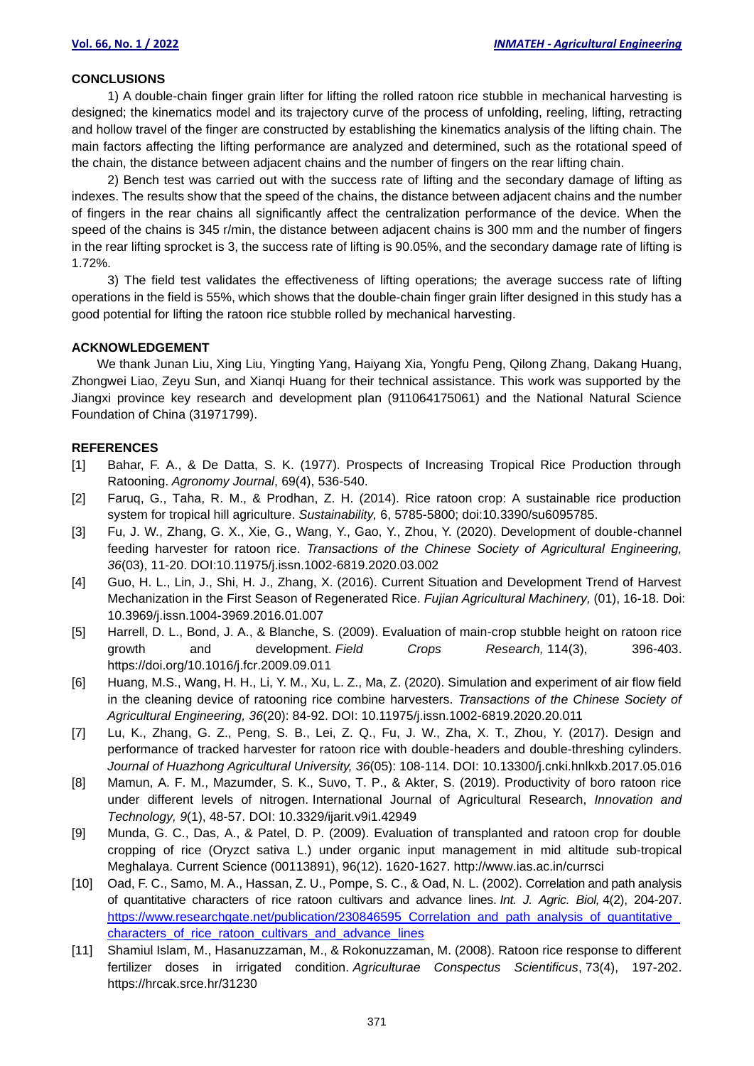## CONCLUSIONS

1) A double-chain finger grain lifter for lifting the rolled ratoon rice stubble in mechanical harvesting is designed; the kinematics model and its trajectory curve of the process of unfolding, reeling, lifting, retracting and hollow travel of the finger are constructed by establishing the kinematics analysis of the lifting chain. The main factors affecting the lifting performance are analyzed and determined, such as the rotational speed of the chain, the distance between adjacent chains and the number of fingers on the rear lifting chain.

2) Bench test was carried out with the success rate of lifting and the secondary damage of lifting as indexes. The results show that the speed of the chains, the distance between adjacent chains and the number of fingers in the rear chains all significantly affect the centralization performance of the device. When the speed of the chains is 345 r/min, the distance between adjacent chains is 300 mm and the number of fingers in the rear lifting sprocket is 3, the success rate of lifting is 90.05%, and the secondary damage rate of lifting is 1.72%.

3) The field test validates the effectiveness of lifting operations; the average success rate of lifting operations in the field is 55%, which shows that the double-chain finger grain lifter designed in this study has a good potential for lifting the ratoon rice stubble rolled by mechanical harvesting.

## ACKNOWLEDGEMENT

We thank Junan Liu, Xing Liu, Yingting Yang, Haiyang Xia, Yongfu Peng, Qilong Zhang, Dakang Huang, Zhongwei Liao, Zeyu Sun, and Xianqi Huang for their technical assistance. This work was supported by the Jiangxi province key research and development plan (911064175061) and the National Natural Science Foundation of China (31971799).

## REFERENCES

[1] Bahar, F. A., & De Datta, S. K. (1977). Prospects of Increasing Tropical Rice Production through Ratooning. *Agronomy Journal*, 69(4), 536-540.

[2] Faruq, G., Taha, R. M., & Prodhan, Z. H. (2014). Rice ratoon crop: A sustainable rice production system for tropical hill agriculture. *Sustainability,* 6, 5785-5800; doi:10.3390/su6095785.

[3] Fu, J. W., Zhang, G. X., Xie, G., Wang, Y., Gao, Y., Zhou, Y. (2020). Development of double-channel feeding harvester for ratoon rice. *Transactions of the Chinese Society of Agricultural Engineering, 36*(03), 11-20. DOI:10.11975/j.issn.1002-6819.2020.03.002

[4] Guo, H. L., Lin, J., Shi, H. J., Zhang, X. (2016). Current Situation and Development Trend of Harvest Mechanization in the First Season of Regenerated Rice. *Fujian Agricultural Machinery,* (01), 16-18. Doi: 10.3969/j.issn.1004-3969.2016.01.007

[5] Harrell, D. L., Bond, J. A., & Blanche, S. (2009). Evaluation of main-crop stubble height on ratoon rice growth and development. *Field Crops Research,* 114(3), 396-403. https://doi.org/10.1016/j.fcr.2009.09.011

[6] Huang, M.S., Wang, H. H., Li, Y. M., Xu, L. Z., Ma, Z. (2020). Simulation and experiment of air flow field in the cleaning device of ratooning rice combine harvesters. *Transactions of the Chinese Society of Agricultural Engineering, 36*(20): 84-92. DOI: 10.11975/j.issn.1002-6819.2020.20.011

[7] Lu, K., Zhang, G. Z., Peng, S. B., Lei, Z. Q., Fu, J. W., Zha, X. T., Zhou, Y. (2017). Design and performance of tracked harvester for ratoon rice with double-headers and double-threshing cylinders. *Journal of Huazhong Agricultural University, 36*(05): 108-114. DOI: 10.13300/j.cnki.hnlkxb.2017.05.016

[8] Mamun, A. F. M., Mazumder, S. K., Suvo, T. P., & Akter, S. (2019). Productivity of boro ratoon rice under different levels of nitrogen. International Journal of Agricultural Research, *Innovation and Technology, 9*(1), 48-57. DOI: 10.3329/ijarit.v9i1.42949

[9] Munda, G. C., Das, A., & Patel, D. P. (2009). Evaluation of transplanted and ratoon crop for double cropping of rice (Oryzct sativa L.) under organic input management in mid altitude sub-tropical Meghalaya. Current Science (00113891), 96(12). 1620-1627. http://www.ias.ac.in/currsci

[10] Oad, F. C., Samo, M. A., Hassan, Z. U., Pompe, S. C., & Oad, N. L. (2002). Correlation and path analysis of quantitative characters of rice ratoon cultivars and advance lines. *Int. J. Agric. Biol,* 4(2), 204-207. https://www.researchgate.net/publication/230846595_Correlation_and_path_analysis_of_quantitative_characters_of_rice_ratoon_cultivars_and_advance_lines

[11] Shamiul Islam, M., Hasanuzzaman, M., & Rokonuzzaman, M. (2008). Ratoon rice response to different fertilizer doses in irrigated condition. *Agriculturae Conspectus Scientificus*, 73(4), 197-202. https://hrcak.srce.hr/31230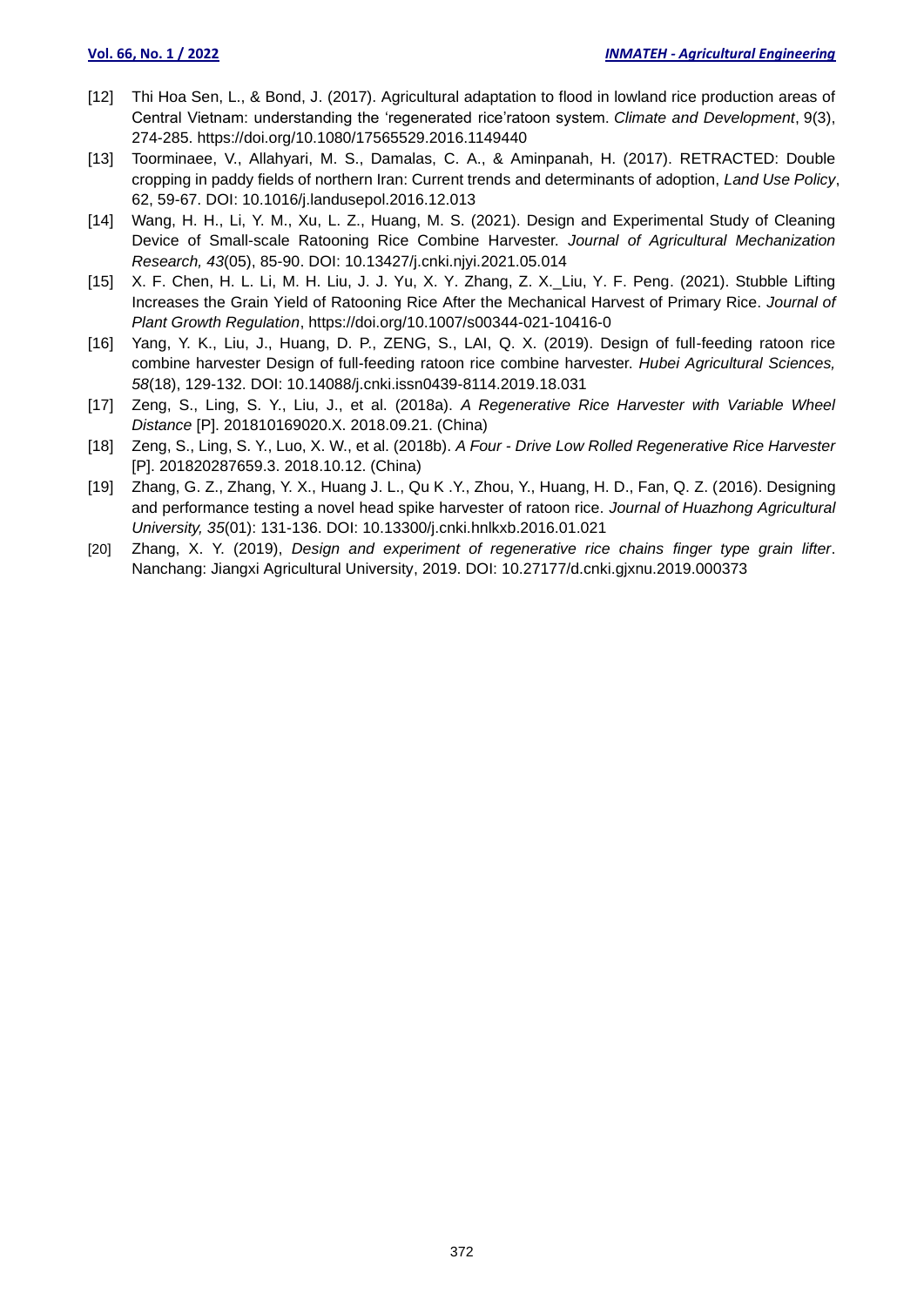[12] Thi Hoa Sen, L., & Bond, J. (2017). Agricultural adaptation to flood in lowland rice production areas of Central Vietnam: understanding the 'regenerated rice'ratoon system. *Climate and Development*, 9(3), 274-285. https://doi.org/10.1080/17565529.2016.1149440

[13] Toorminaee, V., Allahyari, M. S., Damalas, C. A., & Aminpanah, H. (2017). RETRACTED: Double cropping in paddy fields of northern Iran: Current trends and determinants of adoption, *Land Use Policy*, 62, 59-67. DOI: 10.1016/j.landusepol.2016.12.013

[14] Wang, H. H., Li, Y. M., Xu, L. Z., Huang, M. S. (2021). Design and Experimental Study of Cleaning Device of Small-scale Ratooning Rice Combine Harvester. *Journal of Agricultural Mechanization Research, 43*(05), 85-90. DOI: 10.13427/j.cnki.njyi.2021.05.014

[15] X. F. Chen, H. L. Li, M. H. Liu, J. J. Yu, X. Y. Zhang, Z. X._Liu, Y. F. Peng. (2021). Stubble Lifting Increases the Grain Yield of Ratooning Rice After the Mechanical Harvest of Primary Rice. *Journal of Plant Growth Regulation*, https://doi.org/10.1007/s00344-021-10416-0

[16] Yang, Y. K., Liu, J., Huang, D. P., ZENG, S., LAI, Q. X. (2019). Design of full-feeding ratoon rice combine harvester Design of full-feeding ratoon rice combine harvester. *Hubei Agricultural Sciences, 58*(18), 129-132. DOI: 10.14088/j.cnki.issn0439-8114.2019.18.031

[17] Zeng, S., Ling, S. Y., Liu, J., et al. (2018a). *A Regenerative Rice Harvester with Variable Wheel Distance* [P]. 201810169020.X. 2018.09.21. (China)

[18] Zeng, S., Ling, S. Y., Luo, X. W., et al. (2018b). *A Four - Drive Low Rolled Regenerative Rice Harvester* [P]. 201820287659.3. 2018.10.12. (China)

[19] Zhang, G. Z., Zhang, Y. X., Huang J. L., Qu K .Y., Zhou, Y., Huang, H. D., Fan, Q. Z. (2016). Designing and performance testing a novel head spike harvester of ratoon rice. *Journal of Huazhong Agricultural University, 35*(01): 131-136. DOI: 10.13300/j.cnki.hnlkxb.2016.01.021

[20] Zhang, X. Y. (2019), *Design and experiment of regenerative rice chains finger type grain lifter*. Nanchang: Jiangxi Agricultural University, 2019. DOI: 10.27177/d.cnki.gjxnu.2019.000373